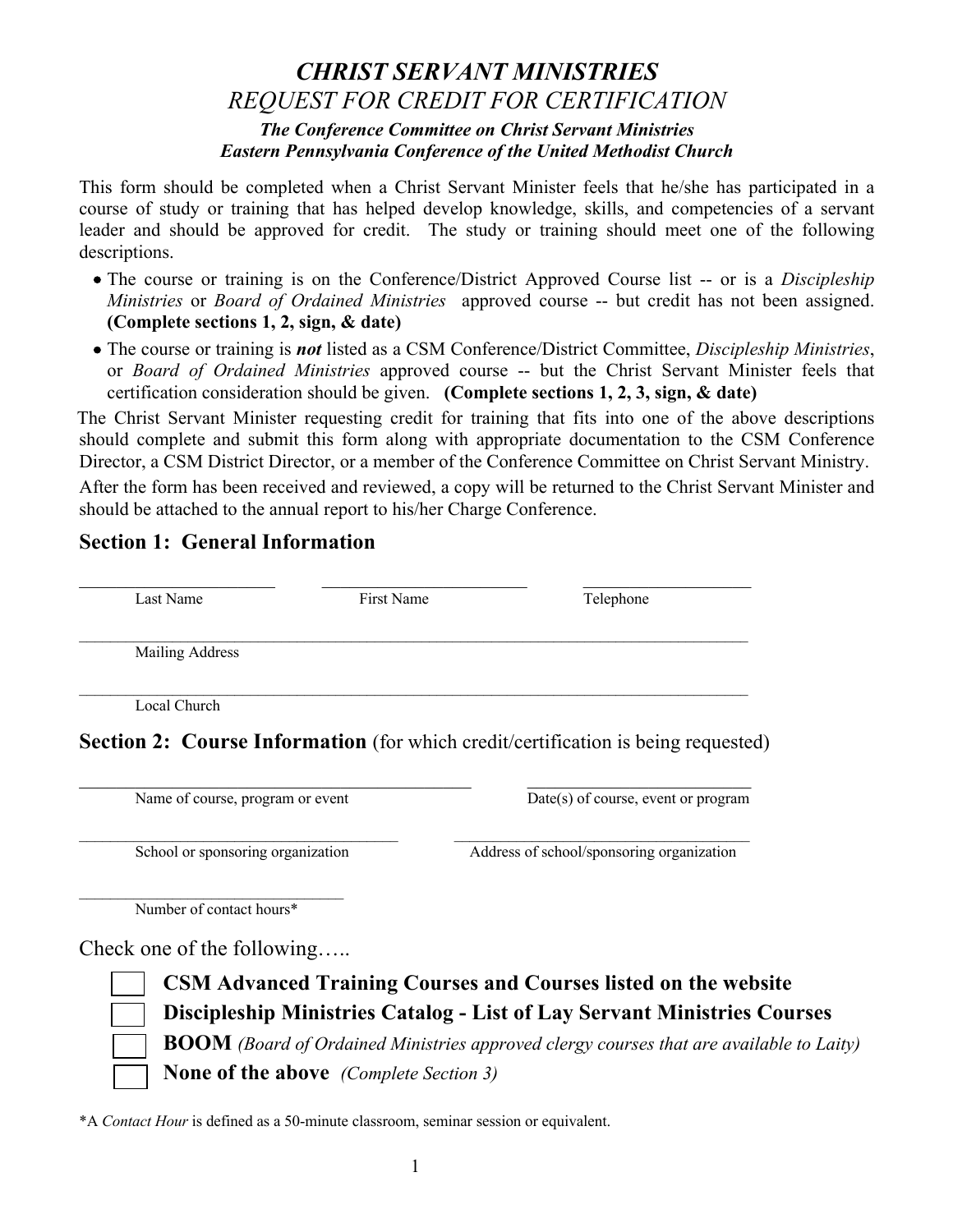# *CHRIST SERVANT MINISTRIES*

## *REQUEST FOR CREDIT FOR CERTIFICATION*

***The Conference Committee on Christ Servant Ministries***
***Eastern Pennsylvania Conference of the United Methodist Church***

This form should be completed when a Christ Servant Minister feels that he/she has participated in a course of study or training that has helped develop knowledge, skills, and competencies of a servant leader and should be approved for credit. The study or training should meet one of the following descriptions.

- The course or training is on the Conference/District Approved Course list -- or is a *Discipleship Ministries* or *Board of Ordained Ministries* approved course -- but credit has not been assigned. **(Complete sections 1, 2, sign, & date)**
- The course or training is ***not*** listed as a CSM Conference/District Committee, *Discipleship Ministries*, or *Board of Ordained Ministries* approved course -- but the Christ Servant Minister feels that certification consideration should be given. **(Complete sections 1, 2, 3, sign, & date)**

The Christ Servant Minister requesting credit for training that fits into one of the above descriptions should complete and submit this form along with appropriate documentation to the CSM Conference Director, a CSM District Director, or a member of the Conference Committee on Christ Servant Ministry.

After the form has been received and reviewed, a copy will be returned to the Christ Servant Minister and should be attached to the annual report to his/her Charge Conference.

## Section 1: General Information

______________________ ______________________ ______________________
Last Name First Name Telephone

______________________________________________________________________
Mailing Address

______________________________________________________________________
Local Church

## Section 2: Course Information (for which credit/certification is being requested)

______________________________________ ______________________
Name of course, program or event Date(s) of course, event or program

______________________________ ______________________________
School or sponsoring organization Address of school/sponsoring organization

______________________________
Number of contact hours*

Check one of the following…..

- ☐ **CSM Advanced Training Courses and Courses listed on the website**
- ☐ **Discipleship Ministries Catalog - List of Lay Servant Ministries Courses**
- ☐ **BOOM** *(Board of Ordained Ministries approved clergy courses that are available to Laity)*
- ☐ **None of the above** *(Complete Section 3)*

*A *Contact Hour* is defined as a 50-minute classroom, seminar session or equivalent.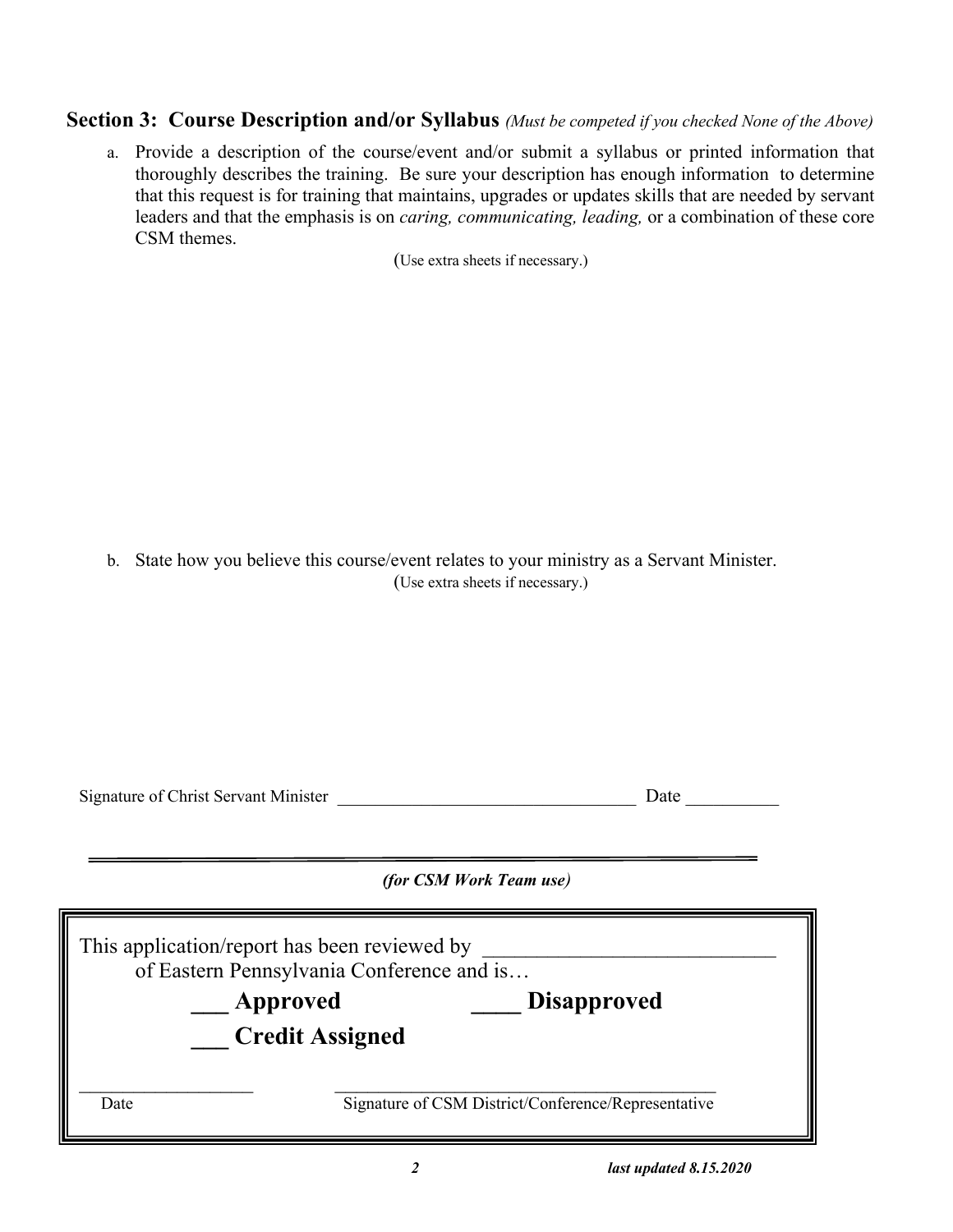## Section 3: Course Description and/or Syllabus *(Must be competed if you checked None of the Above)*

a. Provide a description of the course/event and/or submit a syllabus or printed information that thoroughly describes the training. Be sure your description has enough information to determine that this request is for training that maintains, upgrades or updates skills that are needed by servant leaders and that the emphasis is on *caring, communicating, leading,* or a combination of these core CSM themes.

(Use extra sheets if necessary.)

b. State how you believe this course/event relates to your ministry as a Servant Minister.

(Use extra sheets if necessary.)

Signature of Christ Servant Minister ________________________________ Date __________

---

***(for CSM Work Team use)***

This application/report has been reviewed by ___________________________ of Eastern Pennsylvania Conference and is…

**___ Approved** **____ Disapproved**

**___ Credit Assigned**

__________________ ________________________________________

Date Signature of CSM District/Conference/Representative

***last updated 8.15.2020***